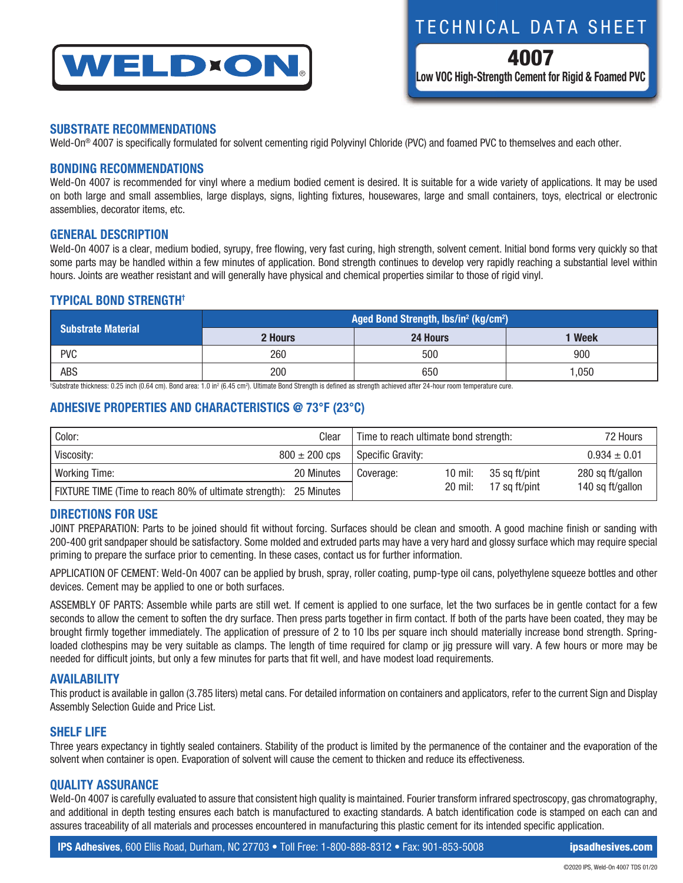WELD-ON®

TECHNICAL DATA SHEET

# 4007

**Low VOC High-Strength Cement for Rigid & Foamed PVC**

## SUBSTRATE RECOMMENDATIONS

Weld-On® 4007 is specifically formulated for solvent cementing rigid Polyvinyl Chloride (PVC) and foamed PVC to themselves and each other.

## BONDING RECOMMENDATIONS

Weld-On 4007 is recommended for vinyl where a medium bodied cement is desired. It is suitable for a wide variety of applications. It may be used on both large and small assemblies, large displays, signs, lighting fixtures, housewares, large and small containers, toys, electrical or electronic assemblies, decorator items, etc.

## GENERAL DESCRIPTION

Weld-On 4007 is a clear, medium bodied, syrupy, free flowing, very fast curing, high strength, solvent cement. Initial bond forms very quickly so that some parts may be handled within a few minutes of application. Bond strength continues to develop very rapidly reaching a substantial level within hours. Joints are weather resistant and will generally have physical and chemical properties similar to those of rigid vinyl.

## TYPICAL BOND STRENGTH†

| Substrate Material | Aged Bond Strength, lbs/in² (kg/cm²) | | |
|---|---|---|---|
| | 2 Hours | 24 Hours | 1 Week |
| PVC | 260 | 500 | 900 |
| ABS | 200 | 650 | 1,050 |

†Substrate thickness: 0.25 inch (0.64 cm). Bond area: 1.0 in² (6.45 cm²). Ultimate Bond Strength is defined as strength achieved after 24-hour room temperature cure.

## ADHESIVE PROPERTIES AND CHARACTERISTICS @ 73°F (23°C)

| Property | Value | Property | Value |
|---|---|---|---|
| Color: | Clear | Time to reach ultimate bond strength: | 72 Hours |
| Viscosity: | 800 ± 200 cps | Specific Gravity: | 0.934 ± 0.01 |
| Working Time: | 20 Minutes | Coverage: 10 mil: 35 sq ft/pint | 280 sq ft/gallon |
| FIXTURE TIME (Time to reach 80% of ultimate strength): | 25 Minutes | 20 mil: 17 sq ft/pint | 140 sq ft/gallon |

## DIRECTIONS FOR USE

JOINT PREPARATION: Parts to be joined should fit without forcing. Surfaces should be clean and smooth. A good machine finish or sanding with 200-400 grit sandpaper should be satisfactory. Some molded and extruded parts may have a very hard and glossy surface which may require special priming to prepare the surface prior to cementing. In these cases, contact us for further information.

APPLICATION OF CEMENT: Weld-On 4007 can be applied by brush, spray, roller coating, pump-type oil cans, polyethylene squeeze bottles and other devices. Cement may be applied to one or both surfaces.

ASSEMBLY OF PARTS: Assemble while parts are still wet. If cement is applied to one surface, let the two surfaces be in gentle contact for a few seconds to allow the cement to soften the dry surface. Then press parts together in firm contact. If both of the parts have been coated, they may be brought firmly together immediately. The application of pressure of 2 to 10 lbs per square inch should materially increase bond strength. Spring-loaded clothespins may be very suitable as clamps. The length of time required for clamp or jig pressure will vary. A few hours or more may be needed for difficult joints, but only a few minutes for parts that fit well, and have modest load requirements.

## AVAILABILITY

This product is available in gallon (3.785 liters) metal cans. For detailed information on containers and applicators, refer to the current Sign and Display Assembly Selection Guide and Price List.

## SHELF LIFE

Three years expectancy in tightly sealed containers. Stability of the product is limited by the permanence of the container and the evaporation of the solvent when container is open. Evaporation of solvent will cause the cement to thicken and reduce its effectiveness.

## QUALITY ASSURANCE

Weld-On 4007 is carefully evaluated to assure that consistent high quality is maintained. Fourier transform infrared spectroscopy, gas chromatography, and additional in depth testing ensures each batch is manufactured to exacting standards. A batch identification code is stamped on each can and assures traceability of all materials and processes encountered in manufacturing this plastic cement for its intended specific application.

**IPS Adhesives**, 600 Ellis Road, Durham, NC 27703 • Toll Free: 1-800-888-8312 • Fax: 901-853-5008 **ipsadhesives.com**

©2020 IPS, Weld-On 4007 TDS 01/20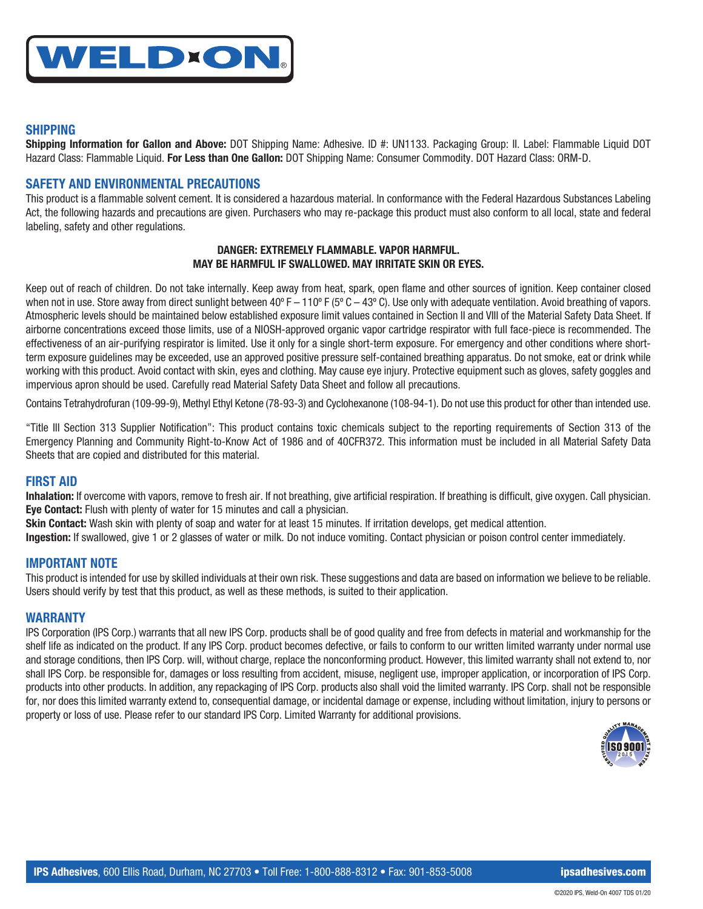## SHIPPING

**Shipping Information for Gallon and Above:** DOT Shipping Name: Adhesive. ID #: UN1133. Packaging Group: II. Label: Flammable Liquid DOT Hazard Class: Flammable Liquid. **For Less than One Gallon:** DOT Shipping Name: Consumer Commodity. DOT Hazard Class: ORM-D.

## SAFETY AND ENVIRONMENTAL PRECAUTIONS

This product is a flammable solvent cement. It is considered a hazardous material. In conformance with the Federal Hazardous Substances Labeling Act, the following hazards and precautions are given. Purchasers who may re-package this product must also conform to all local, state and federal labeling, safety and other regulations.

**DANGER: EXTREMELY FLAMMABLE. VAPOR HARMFUL.**
**MAY BE HARMFUL IF SWALLOWED. MAY IRRITATE SKIN OR EYES.**

Keep out of reach of children. Do not take internally. Keep away from heat, spark, open flame and other sources of ignition. Keep container closed when not in use. Store away from direct sunlight between 40º F – 110º F (5º C – 43º C). Use only with adequate ventilation. Avoid breathing of vapors. Atmospheric levels should be maintained below established exposure limit values contained in Section II and VIII of the Material Safety Data Sheet. If airborne concentrations exceed those limits, use of a NIOSH-approved organic vapor cartridge respirator with full face-piece is recommended. The effectiveness of an air-purifying respirator is limited. Use it only for a single short-term exposure. For emergency and other conditions where short-term exposure guidelines may be exceeded, use an approved positive pressure self-contained breathing apparatus. Do not smoke, eat or drink while working with this product. Avoid contact with skin, eyes and clothing. May cause eye injury. Protective equipment such as gloves, safety goggles and impervious apron should be used. Carefully read Material Safety Data Sheet and follow all precautions.

Contains Tetrahydrofuran (109-99-9), Methyl Ethyl Ketone (78-93-3) and Cyclohexanone (108-94-1). Do not use this product for other than intended use.

"Title III Section 313 Supplier Notification": This product contains toxic chemicals subject to the reporting requirements of Section 313 of the Emergency Planning and Community Right-to-Know Act of 1986 and of 40CFR372. This information must be included in all Material Safety Data Sheets that are copied and distributed for this material.

## FIRST AID

**Inhalation:** If overcome with vapors, remove to fresh air. If not breathing, give artificial respiration. If breathing is difficult, give oxygen. Call physician.
**Eye Contact:** Flush with plenty of water for 15 minutes and call a physician.
**Skin Contact:** Wash skin with plenty of soap and water for at least 15 minutes. If irritation develops, get medical attention.
**Ingestion:** If swallowed, give 1 or 2 glasses of water or milk. Do not induce vomiting. Contact physician or poison control center immediately.

## IMPORTANT NOTE

This product is intended for use by skilled individuals at their own risk. These suggestions and data are based on information we believe to be reliable. Users should verify by test that this product, as well as these methods, is suited to their application.

## WARRANTY

IPS Corporation (IPS Corp.) warrants that all new IPS Corp. products shall be of good quality and free from defects in material and workmanship for the shelf life as indicated on the product. If any IPS Corp. product becomes defective, or fails to conform to our written limited warranty under normal use and storage conditions, then IPS Corp. will, without charge, replace the nonconforming product. However, this limited warranty shall not extend to, nor shall IPS Corp. be responsible for, damages or loss resulting from accident, misuse, negligent use, improper application, or incorporation of IPS Corp. products into other products. In addition, any repackaging of IPS Corp. products also shall void the limited warranty. IPS Corp. shall not be responsible for, nor does this limited warranty extend to, consequential damage, or incidental damage or expense, including without limitation, injury to persons or property or loss of use. Please refer to our standard IPS Corp. Limited Warranty for additional provisions.

**IPS Adhesives**, 600 Ellis Road, Durham, NC 27703 • Toll Free: 1-800-888-8312 • Fax: 901-853-5008 **ipsadhesives.com**

©2020 IPS, Weld-On 4007 TDS 01/20